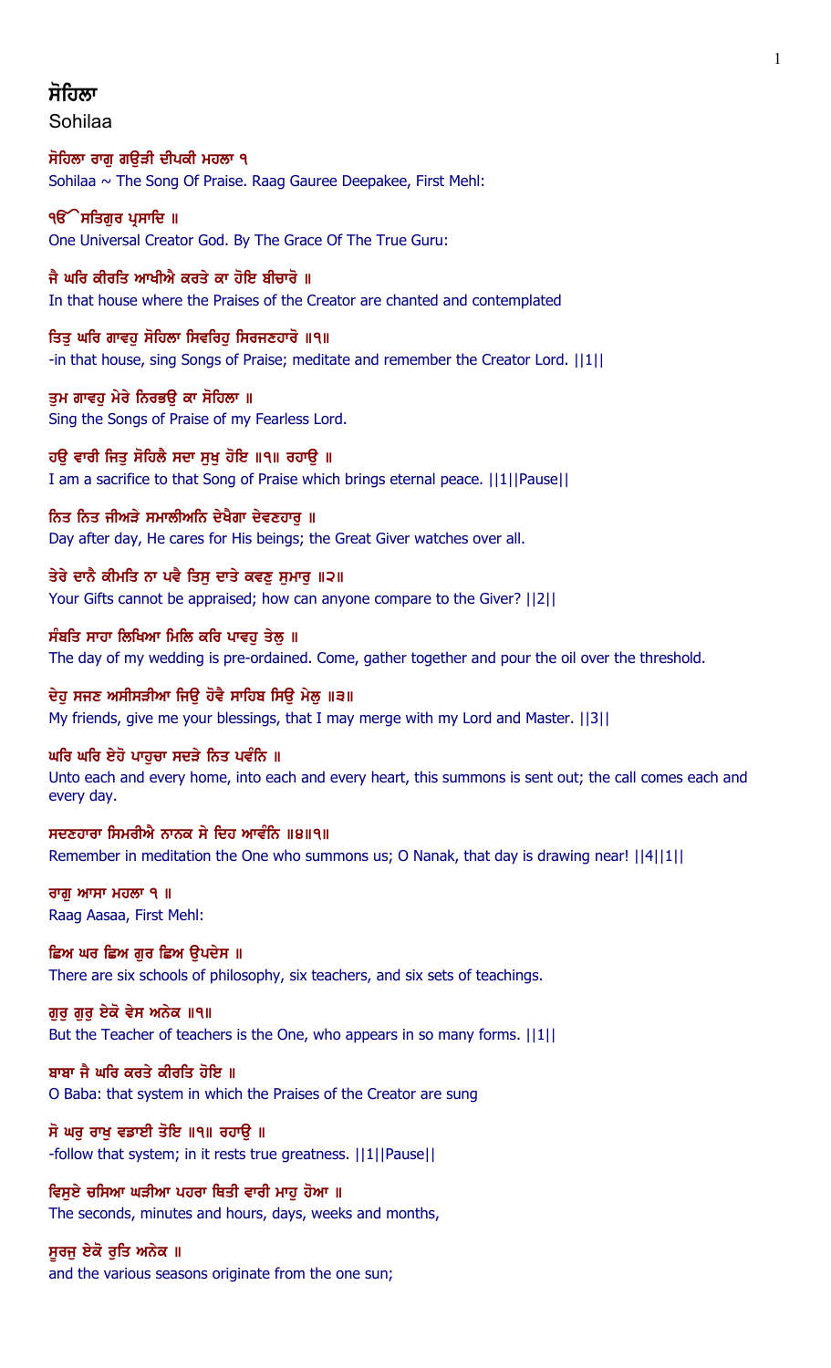## ਸੋਹਿਲਾ

Sohilaa

ਸੋਹਿਲਾ ਰਾਗੁ ਗਉੜੀ ਦੀਪਕੀ ਮਹਲਾ ੧

Sohilaa ~ The Song Of Praise. Raag Gauree Deepakee, First Mehl:

ੴ ਸਤਿਗੁਰ ਪ੍ਰਸਾਦਿ ॥

One Universal Creator God. By The Grace Of The True Guru:

ਜੈ ਘਰਿ ਕੀਰਤਿ ਆਖੀਐ ਕਰਤੇ ਕਾ ਹੋਇ ਬੀਚਾਰੋ ॥

In that house where the Praises of the Creator are chanted and contemplated

ਤਿਤੁ ਘਰਿ ਗਾਵਹੁ ਸੋਹਿਲਾ ਸਿਵਰਿਹੁ ਸਿਰਜਣਹਾਰੋ ॥੧॥

-in that house, sing Songs of Praise; meditate and remember the Creator Lord. ||1||

ਤੁਮ ਗਾਵਹੁ ਮੇਰੇ ਨਿਰਭਉ ਕਾ ਸੋਹਿਲਾ ॥

Sing the Songs of Praise of my Fearless Lord.

ਹਉ ਵਾਰੀ ਜਿਤੁ ਸੋਹਿਲੈ ਸਦਾ ਸੁਖੁ ਹੋਇ ॥੧॥ ਰਹਾਉ ॥

I am a sacrifice to that Song of Praise which brings eternal peace. ||1||Pause||

ਨਿਤ ਨਿਤ ਜੀਅੜੇ ਸਮਾਲੀਅਨਿ ਦੇਖੈਗਾ ਦੇਵਣਹਾਰੁ ॥

Day after day, He cares for His beings; the Great Giver watches over all.

ਤੇਰੇ ਦਾਨੈ ਕੀਮਤਿ ਨਾ ਪਵੈ ਤਿਸੁ ਦਾਤੇ ਕਵਣੁ ਸੁਮਾਰੁ ॥੨॥

Your Gifts cannot be appraised; how can anyone compare to the Giver? ||2||

ਸੰਬਤਿ ਸਾਹਾ ਲਿਖਿਆ ਮਿਲਿ ਕਰਿ ਪਾਵਹੁ ਤੇਲੁ ॥

The day of my wedding is pre-ordained. Come, gather together and pour the oil over the threshold.

ਦੇਹੁ ਸਜਣ ਅਸੀਸੜੀਆ ਜਿਉ ਹੋਵੈ ਸਾਹਿਬ ਸਿਉ ਮੇਲੁ ॥੩॥

My friends, give me your blessings, that I may merge with my Lord and Master. ||3||

ਘਰਿ ਘਰਿ ਏਹੋ ਪਾਹੁਚਾ ਸਦੜੇ ਨਿਤ ਪਵੰਨਿ ॥

Unto each and every home, into each and every heart, this summons is sent out; the call comes each and every day.

ਸਦਣਹਾਰਾ ਸਿਮਰੀਐ ਨਾਨਕ ਸੇ ਦਿਹ ਆਵੰਨਿ ॥੪॥੧॥

Remember in meditation the One who summons us; O Nanak, that day is drawing near! ||4||1||

ਰਾਗੁ ਆਸਾ ਮਹਲਾ ੧ ॥

Raag Aasaa, First Mehl:

ਛਿਅ ਘਰ ਛਿਅ ਗੁਰ ਛਿਅ ਉਪਦੇਸ ॥

There are six schools of philosophy, six teachers, and six sets of teachings.

ਗੁਰੁ ਗੁਰੁ ਏਕੋ ਵੇਸ ਅਨੇਕ ॥੧॥

But the Teacher of teachers is the One, who appears in so many forms. ||1||

ਬਾਬਾ ਜੈ ਘਰਿ ਕਰਤੇ ਕੀਰਤਿ ਹੋਇ ॥

O Baba: that system in which the Praises of the Creator are sung

ਸੋ ਘਰੁ ਰਾਖੁ ਵਡਾਈ ਤੋਇ ॥੧॥ ਰਹਾਉ ॥

-follow that system; in it rests true greatness. ||1||Pause||

ਵਿਸੁਏ ਚਸਿਆ ਘੜੀਆ ਪਹਰਾ ਥਿਤੀ ਵਾਰੀ ਮਾਹੁ ਹੋਆ ॥

The seconds, minutes and hours, days, weeks and months,

ਸੂਰਜੁ ਏਕੋ ਰੁਤਿ ਅਨੇਕ ॥

and the various seasons originate from the one sun;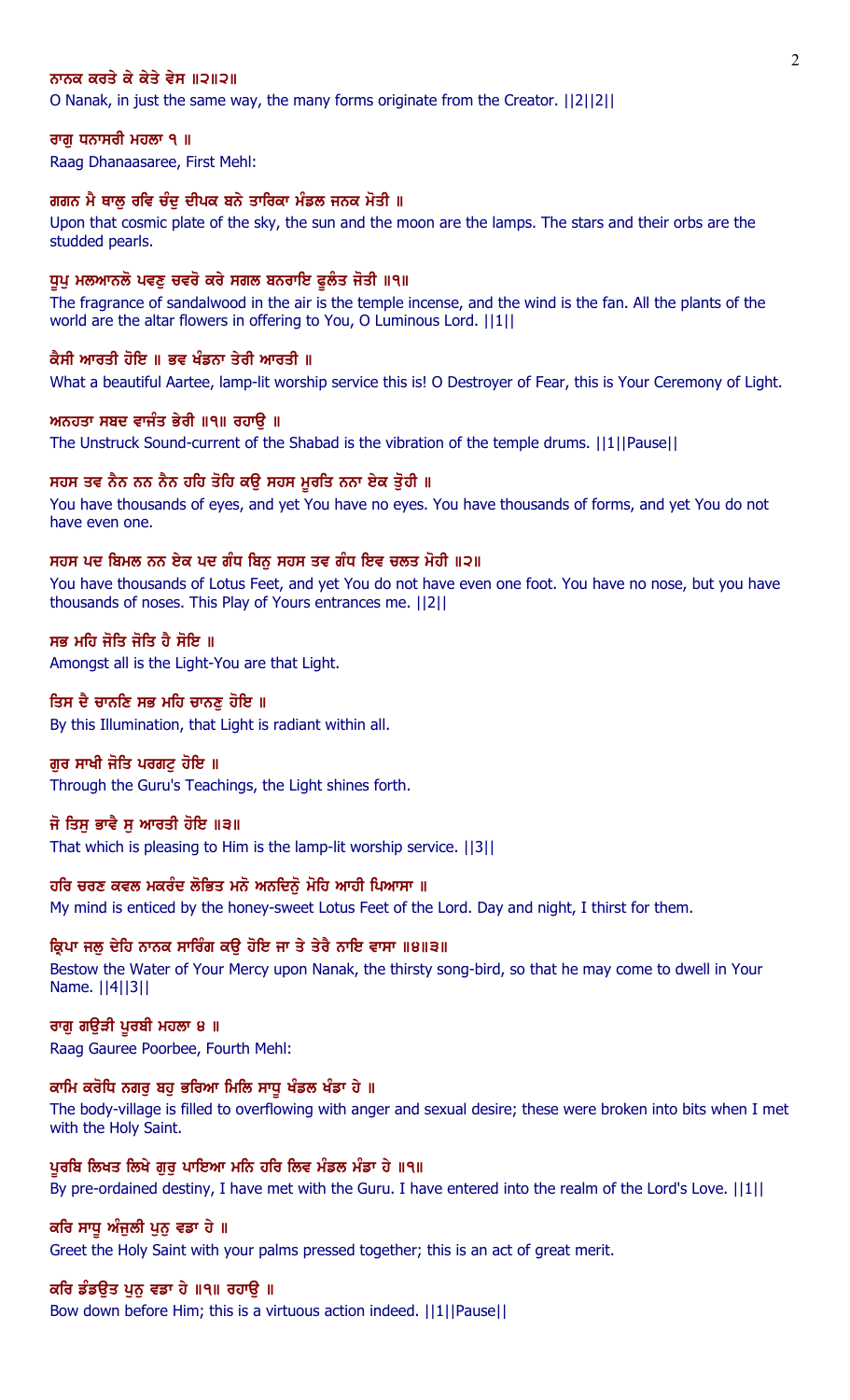**ਨਾਨਕ ਕਰਤੇ ਕੇ ਕੇਤੇ ਵੇਸ ॥੨॥੨॥**

O Nanak, in just the same way, the many forms originate from the Creator. ||2||2||

**ਰਾਗੁ ਧਨਾਸਰੀ ਮਹਲਾ ੧ ॥**

Raag Dhanaasaree, First Mehl:

**ਗਗਨ ਮੈ ਥਾਲੁ ਰਵਿ ਚੰਦੁ ਦੀਪਕ ਬਨੇ ਤਾਰਿਕਾ ਮੰਡਲ ਜਨਕ ਮੋਤੀ ॥**

Upon that cosmic plate of the sky, the sun and the moon are the lamps. The stars and their orbs are the studded pearls.

**ਧੂਪੁ ਮਲਆਨਲੋ ਪਵਣੁ ਚਵਰੋ ਕਰੇ ਸਗਲ ਬਨਰਾਇ ਫੂਲੰਤ ਜੋਤੀ ॥੧॥**

The fragrance of sandalwood in the air is the temple incense, and the wind is the fan. All the plants of the world are the altar flowers in offering to You, O Luminous Lord. ||1||

**ਕੈਸੀ ਆਰਤੀ ਹੋਇ ॥ ਭਵ ਖੰਡਨਾ ਤੇਰੀ ਆਰਤੀ ॥**

What a beautiful Aartee, lamp-lit worship service this is! O Destroyer of Fear, this is Your Ceremony of Light.

**ਅਨਹਤਾ ਸਬਦ ਵਾਜੰਤ ਭੇਰੀ ॥੧॥ ਰਹਾਉ ॥**

The Unstruck Sound-current of the Shabad is the vibration of the temple drums. ||1||Pause||

**ਸਹਸ ਤਵ ਨੈਨ ਨਨ ਨੈਨ ਹਹਿ ਤੋਹਿ ਕਉ ਸਹਸ ਮੂਰਤਿ ਨਨਾ ਏਕ ਤੁੋਹੀ ॥**

You have thousands of eyes, and yet You have no eyes. You have thousands of forms, and yet You do not have even one.

**ਸਹਸ ਪਦ ਬਿਮਲ ਨਨ ਏਕ ਪਦ ਗੰਧ ਬਿਨੁ ਸਹਸ ਤਵ ਗੰਧ ਇਵ ਚਲਤ ਮੋਹੀ ॥੨॥**

You have thousands of Lotus Feet, and yet You do not have even one foot. You have no nose, but you have thousands of noses. This Play of Yours entrances me. ||2||

**ਸਭ ਮਹਿ ਜੋਤਿ ਜੋਤਿ ਹੈ ਸੋਇ ॥**

Amongst all is the Light-You are that Light.

**ਤਿਸ ਦੈ ਚਾਨਣਿ ਸਭ ਮਹਿ ਚਾਨਣੁ ਹੋਇ ॥**

By this Illumination, that Light is radiant within all.

**ਗੁਰ ਸਾਖੀ ਜੋਤਿ ਪਰਗਟੁ ਹੋਇ ॥**

Through the Guru's Teachings, the Light shines forth.

**ਜੋ ਤਿਸੁ ਭਾਵੈ ਸੁ ਆਰਤੀ ਹੋਇ ॥੩॥**

That which is pleasing to Him is the lamp-lit worship service. ||3||

**ਹਰਿ ਚਰਣ ਕਵਲ ਮਕਰੰਦ ਲੋਭਿਤ ਮਨੋ ਅਨਦਿਨੋੁ ਮੋਹਿ ਆਹੀ ਪਿਆਸਾ ॥**

My mind is enticed by the honey-sweet Lotus Feet of the Lord. Day and night, I thirst for them.

**ਕ੍ਰਿਪਾ ਜਲੁ ਦੇਹਿ ਨਾਨਕ ਸਾਰਿੰਗ ਕਉ ਹੋਇ ਜਾ ਤੇ ਤੇਰੈ ਨਾਇ ਵਾਸਾ ॥੪॥੩॥**

Bestow the Water of Your Mercy upon Nanak, the thirsty song-bird, so that he may come to dwell in Your Name. ||4||3||

**ਰਾਗੁ ਗਉੜੀ ਪੂਰਬੀ ਮਹਲਾ ੪ ॥**

Raag Gauree Poorbee, Fourth Mehl:

**ਕਾਮਿ ਕਰੋਧਿ ਨਗਰੁ ਬਹੁ ਭਰਿਆ ਮਿਲਿ ਸਾਧੂ ਖੰਡਲ ਖੰਡਾ ਹੇ ॥**

The body-village is filled to overflowing with anger and sexual desire; these were broken into bits when I met with the Holy Saint.

**ਪੂਰਬਿ ਲਿਖਤ ਲਿਖੇ ਗੁਰੁ ਪਾਇਆ ਮਨਿ ਹਰਿ ਲਿਵ ਮੰਡਲ ਮੰਡਾ ਹੇ ॥੧॥**

By pre-ordained destiny, I have met with the Guru. I have entered into the realm of the Lord's Love. ||1||

**ਕਰਿ ਸਾਧੂ ਅੰਜੁਲੀ ਪੁਨੁ ਵਡਾ ਹੇ ॥**

Greet the Holy Saint with your palms pressed together; this is an act of great merit.

**ਕਰਿ ਡੰਡਉਤ ਪੁਨੁ ਵਡਾ ਹੇ ॥੧॥ ਰਹਾਉ ॥**

Bow down before Him; this is a virtuous action indeed. ||1||Pause||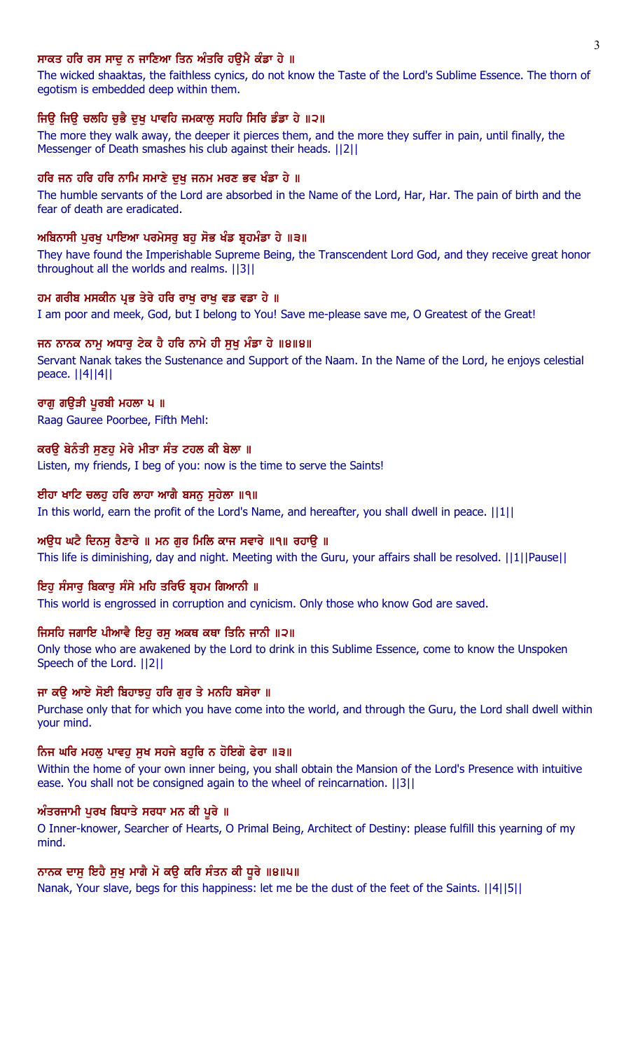**ਸਾਕਤ ਹਰਿ ਰਸ ਸਾਦੁ ਨ ਜਾਣਿਆ ਤਿਨ ਅੰਤਰਿ ਹਉਮੈ ਕੰਡਾ ਹੇ ॥**

The wicked shaaktas, the faithless cynics, do not know the Taste of the Lord's Sublime Essence. The thorn of egotism is embedded deep within them.

**ਜਿਉ ਜਿਉ ਚਲਹਿ ਚੁਭੈ ਦੁਖੁ ਪਾਵਹਿ ਜਮਕਾਲੁ ਸਹਹਿ ਸਿਰਿ ਡੰਡਾ ਹੇ ॥੨॥**

The more they walk away, the deeper it pierces them, and the more they suffer in pain, until finally, the Messenger of Death smashes his club against their heads. ||2||

**ਹਰਿ ਜਨ ਹਰਿ ਹਰਿ ਨਾਮਿ ਸਮਾਣੇ ਦੁਖੁ ਜਨਮ ਮਰਣ ਭਵ ਖੰਡਾ ਹੇ ॥**

The humble servants of the Lord are absorbed in the Name of the Lord, Har, Har. The pain of birth and the fear of death are eradicated.

**ਅਬਿਨਾਸੀ ਪੁਰਖੁ ਪਾਇਆ ਪਰਮੇਸਰੁ ਬਹੁ ਸੋਭ ਖੰਡ ਬ੍ਰਹਮੰਡਾ ਹੇ ॥੩॥**

They have found the Imperishable Supreme Being, the Transcendent Lord God, and they receive great honor throughout all the worlds and realms. ||3||

**ਹਮ ਗਰੀਬ ਮਸਕੀਨ ਪ੍ਰਭ ਤੇਰੇ ਹਰਿ ਰਾਖੁ ਰਾਖੁ ਵਡ ਵਡਾ ਹੇ ॥**

I am poor and meek, God, but I belong to You! Save me-please save me, O Greatest of the Great!

**ਜਨ ਨਾਨਕ ਨਾਮੁ ਅਧਾਰੁ ਟੇਕ ਹੈ ਹਰਿ ਨਾਮੇ ਹੀ ਸੁਖੁ ਮੰਡਾ ਹੇ ॥੪॥੪॥**

Servant Nanak takes the Sustenance and Support of the Naam. In the Name of the Lord, he enjoys celestial peace. ||4||4||

**ਰਾਗੁ ਗਉੜੀ ਪੂਰਬੀ ਮਹਲਾ ੫ ॥**

Raag Gauree Poorbee, Fifth Mehl:

**ਕਰਉ ਬੇਨੰਤੀ ਸੁਣਹੁ ਮੇਰੇ ਮੀਤਾ ਸੰਤ ਟਹਲ ਕੀ ਬੇਲਾ ॥**

Listen, my friends, I beg of you: now is the time to serve the Saints!

**ਈਹਾ ਖਾਟਿ ਚਲਹੁ ਹਰਿ ਲਾਹਾ ਆਗੈ ਬਸਨੁ ਸੁਹੇਲਾ ॥੧॥**

In this world, earn the profit of the Lord's Name, and hereafter, you shall dwell in peace. ||1||

**ਅਉਧ ਘਟੈ ਦਿਨਸੁ ਰੈਣਾਰੇ ॥ ਮਨ ਗੁਰ ਮਿਲਿ ਕਾਜ ਸਵਾਰੇ ॥੧॥ ਰਹਾਉ ॥**

This life is diminishing, day and night. Meeting with the Guru, your affairs shall be resolved. ||1||Pause||

**ਇਹੁ ਸੰਸਾਰੁ ਬਿਕਾਰੁ ਸੰਸੇ ਮਹਿ ਤਰਿਓ ਬ੍ਰਹਮ ਗਿਆਨੀ ॥**

This world is engrossed in corruption and cynicism. Only those who know God are saved.

**ਜਿਸਹਿ ਜਗਾਇ ਪੀਆਵੈ ਇਹੁ ਰਸੁ ਅਕਥ ਕਥਾ ਤਿਨਿ ਜਾਨੀ ॥੨॥**

Only those who are awakened by the Lord to drink in this Sublime Essence, come to know the Unspoken Speech of the Lord. ||2||

**ਜਾ ਕਉ ਆਏ ਸੋਈ ਬਿਹਾਝਹੁ ਹਰਿ ਗੁਰ ਤੇ ਮਨਹਿ ਬਸੇਰਾ ॥**

Purchase only that for which you have come into the world, and through the Guru, the Lord shall dwell within your mind.

**ਨਿਜ ਘਰਿ ਮਹਲੁ ਪਾਵਹੁ ਸੁਖ ਸਹਜੇ ਬਹੁਰਿ ਨ ਹੋਇਗੋ ਫੇਰਾ ॥੩॥**

Within the home of your own inner being, you shall obtain the Mansion of the Lord's Presence with intuitive ease. You shall not be consigned again to the wheel of reincarnation. ||3||

**ਅੰਤਰਜਾਮੀ ਪੁਰਖ ਬਿਧਾਤੇ ਸਰਧਾ ਮਨ ਕੀ ਪੂਰੇ ॥**

O Inner-knower, Searcher of Hearts, O Primal Being, Architect of Destiny: please fulfill this yearning of my mind.

**ਨਾਨਕ ਦਾਸੁ ਇਹੈ ਸੁਖੁ ਮਾਗੈ ਮੋ ਕਉ ਕਰਿ ਸੰਤਨ ਕੀ ਧੂਰੇ ॥੪॥੫॥**

Nanak, Your slave, begs for this happiness: let me be the dust of the feet of the Saints. ||4||5||